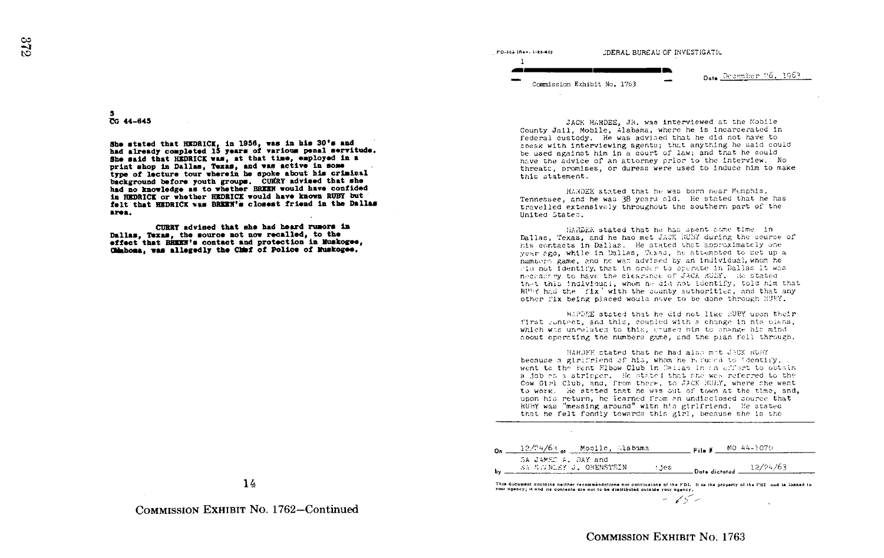5
CG 44-645

She stated that HEDRICK, in 1956, was in his 30's and had already completed 15 years of various penal servitude. She said that HEDRICK was, at that time, employed in a print shop in Dallas, Texas, and was active in some type of lecture tour wherein he spoke about his criminal background before youth groups. CURRY advised that she had no knowledge as to whether BREEN would have confided in HEDRICK or whether HEDRICK would have known RUBY but felt that HEDRICK was BREEN's closest friend in the Dallas area.

CURRY advised that she had heard rumors in Dallas, Texas, the source not now recalled, to the effect that BREEN's contact and protection in Muskogee, Oklahoma, was allegedly the Chief of Police of Muskogee.

COMMISSION EXHIBIT No. 1762—Continued

FD-302 (Rev. 1-25-60)

FEDERAL BUREAU OF INVESTIGATION

1

Commission Exhibit No. 1763

Date December 26, 1963

JACK HARDEE, JR. was interviewed at the Mobile County Jail, Mobile, Alabama, where he is incarcerated in federal custody. He was advised that he did not have to speak with interviewing agents; that anything he said could be used against him in a court of law; and that he could have the advice of an attorney prior to the interview. No threats, promises, or duress were used to induce him to make this statement.

HARDEE stated that he was born near Memphis, Tennessee, and he was 38 years old. He stated that he has travelled extensively throughout the southern part of the United States.

HARDEE stated that he has spent some time in Dallas, Texas, and he had met JACK RUBY during the course of his contacts in Dallas. He stated that approximately one year ago, while in Dallas, Texas, he attempted to set up a numbers game, and he was advised by an individual, whom he did not identify, that in order to operate in Dallas it was necessary to have the clearance of JACK RUBY. He stated that this individual, whom he did not identify, told him that RUBY had the "fix" with the county authorities, and that any other fix being placed would have to be done through RUBY.

HARDEE stated that he did not like RUBY upon their first contact, and this, coupled with a change in his plans, which was unrelated to this, caused him to change his mind about operating the numbers game, and the plan fell through.

HARDEE stated that he had also met JACK RUBY because a girlfriend of his, whom he refused to identify, went to the Bent Elbow Club in Dallas in an effort to obtain a job as a stripper. He stated that she was referred to the Cow Girl Club, and, from there, to JACK RUBY, where she went to work. He stated that he was out of town at the time, and, upon his return, he learned from an undisclosed source that RUBY was "messing around" with his girlfriend. He stated that he felt fondly towards this girl, because she is the

On 12/24/63 at Mobile, Alabama File # MO 44-1070

by SA JAMES A. DAY and SA STANLEY J. ORENSTEIN :jes Date dictated 12/24/63

This document contains neither recommendations nor conclusions of the FBI. It is the property of the FBI and is loaned to your agency; it and its contents are not to be distributed outside your agency.

- 65 -

COMMISSION EXHIBIT No. 1763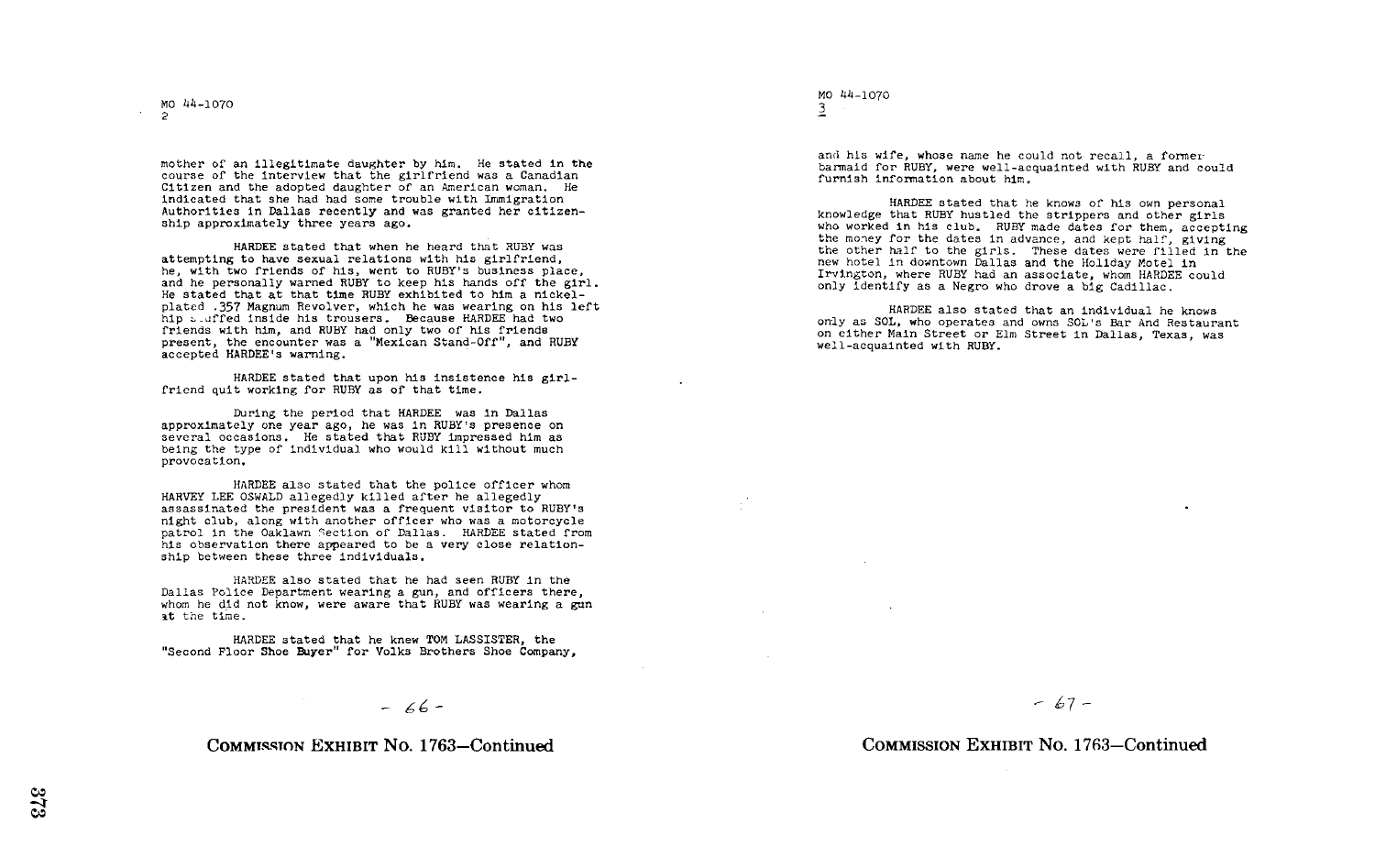mother of an illegitimate daughter by him. He stated in the course of the interview that the girlfriend was a Canadian Citizen and the adopted daughter of an American woman. He indicated that she had had some trouble with Immigration Authorities in Dallas recently and was granted her citizenship approximately three years ago.

HARDEE stated that when he heard that RUBY was attempting to have sexual relations with his girlfriend, he, with two friends of his, went to RUBY's business place, and he personally warned RUBY to keep his hands off the girl. He stated that at that time RUBY exhibited to him a nickel-plated .357 Magnum Revolver, which he was wearing on his left hip stuffed inside his trousers. Because HARDEE had two friends with him, and RUBY had only two of his friends present, the encounter was a "Mexican Stand-Off", and RUBY accepted HARDEE's warning.

HARDEE stated that upon his insistence his girlfriend quit working for RUBY as of that time.

During the period that HARDEE was in Dallas approximately one year ago, he was in RUBY's presence on several occasions. He stated that RUBY impressed him as being the type of individual who would kill without much provocation.

HARDEE also stated that the police officer whom HARVEY LEE OSWALD allegedly killed after he allegedly assassinated the president was a frequent visitor to RUBY's night club, along with another officer who was a motorcycle patrol in the Oaklawn Section of Dallas. HARDEE stated from his observation there appeared to be a very close relationship between these three individuals.

HARDEE also stated that he had seen RUBY in the Dallas Police Department wearing a gun, and officers there, whom he did not know, were aware that RUBY was wearing a gun at the time.

HARDEE stated that he knew TOM LASSISTER, the "Second Floor Shoe Buyer" for Volks Brothers Shoe Company,

COMMISSION EXHIBIT No. 1763—Continued

and his wife, whose name he could not recall, a former barmaid for RUBY, were well-acquainted with RUBY and could furnish information about him.

HARDEE stated that he knows of his own personal knowledge that RUBY hustled the strippers and other girls who worked in his club. RUBY made dates for them, accepting the money for the dates in advance, and kept half, giving the other half to the girls. These dates were filled in the new hotel in downtown Dallas and the Holiday Motel in Irvington, where RUBY had an associate, whom HARDEE could only identify as a Negro who drove a big Cadillac.

HARDEE also stated that an individual he knows only as SOL, who operates and owns SOL's Bar And Restaurant on either Main Street or Elm Street in Dallas, Texas, was well-acquainted with RUBY.

COMMISSION EXHIBIT No. 1763—Continued